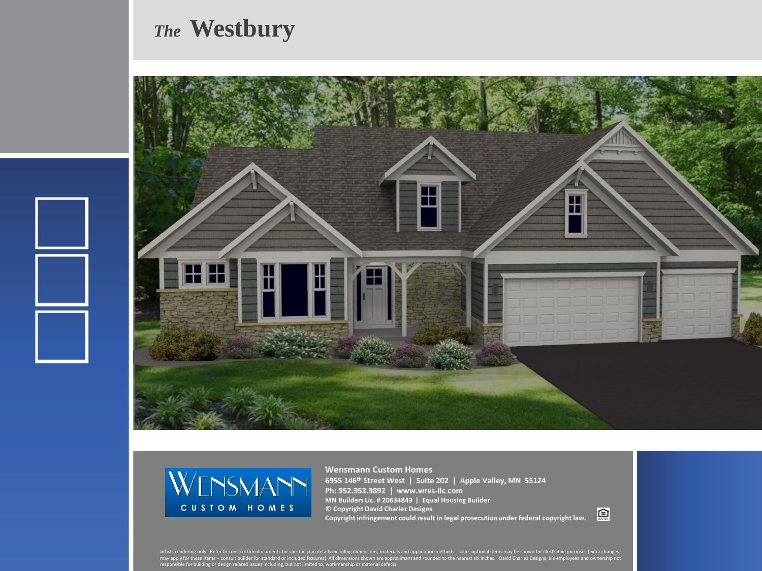# *The* Westbury

**Wensmann Custom Homes**
**6955 146th Street West | Suite 202 | Apple Valley, MN 55124**
**Ph: 952.953.9892 | www.wres-llc.com**
**MN Builders Lic. # 20634849 | Equal Housing Builder**
**© Copyright David Charlez Designs**
**Copyright infringement could result in legal prosecution under federal copyright law.**

Artists rendering only. Refer to construction documents for specific plan details including dimensions, materials and application methods. Note, optional items may be shown for illustrative purposes (extra changes may apply for these items – consult builder for standard or included features) All dimensions shown are approximant and rounded to the nearest six inches. David Charlez Designs, it's employees and ownership not responsible for building or design related issues including, but not limited to, workmanship or material defects.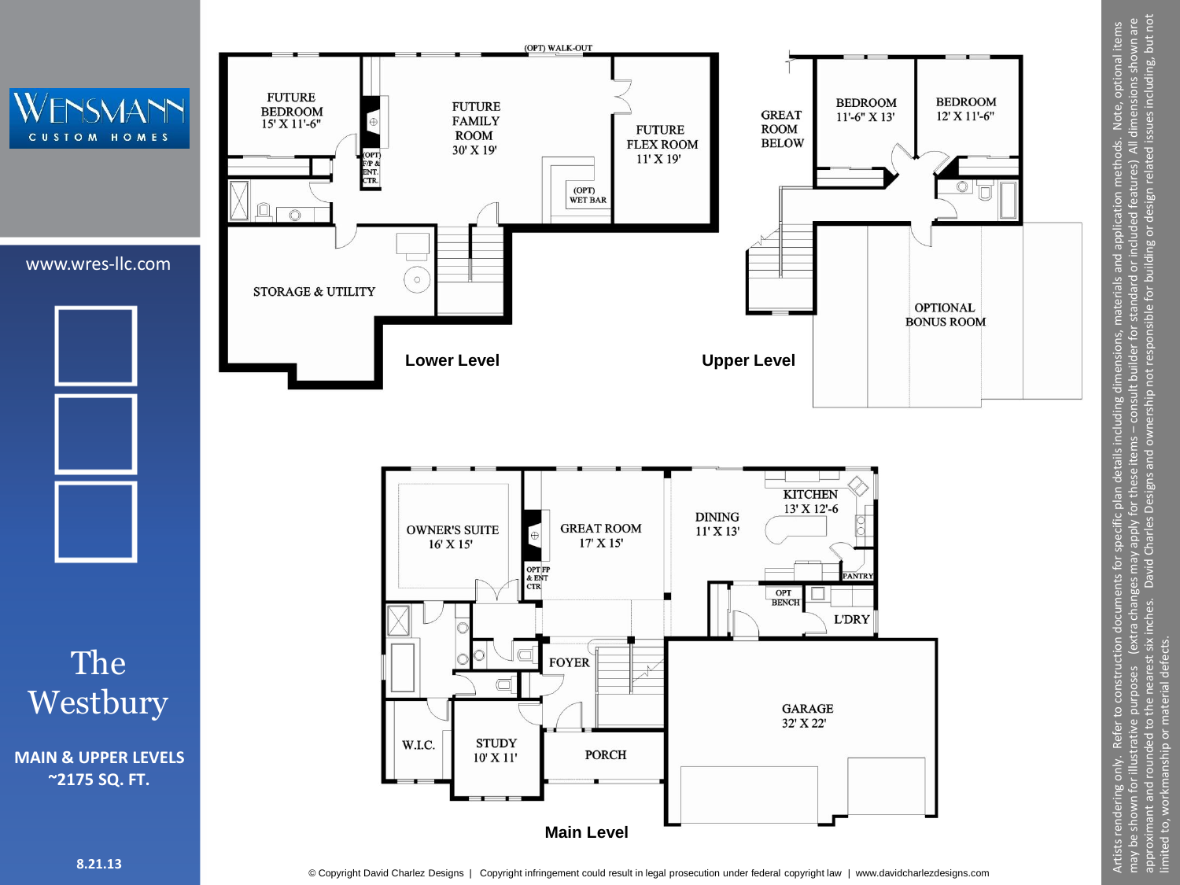WENSMANN
CUSTOM HOMES

www.wres-llc.com

# The Westbury

**MAIN & UPPER LEVELS**
**~2175 SQ. FT.**

8.21.13

## Lower Level

(OPT) WALK-OUT

FUTURE BEDROOM 15' X 11'-6"

FUTURE FAMILY ROOM 30' X 19'

(OPT) F/P & ENT. CTR.

FUTURE FLEX ROOM 11' X 19'

(OPT) WET BAR

STORAGE & UTILITY

## Upper Level

GREAT ROOM BELOW

BEDROOM 11'-6" X 13'

BEDROOM 12' X 11'-6"

OPTIONAL BONUS ROOM

## Main Level

OWNER'S SUITE 16' X 15'

GREAT ROOM 17' X 15'

OPT FP & ENT CTR

DINING 11' X 13'

KITCHEN 13' X 12'-6

PANTRY

OPT BENCH

L'DRY

FOYER

W.I.C.

STUDY 10' X 11'

PORCH

GARAGE 32' X 22'

© Copyright David Charlez Designs | Copyright infringement could result in legal prosecution under federal copyright law | www.davidcharlezdesigns.com

Artists rendering only. Refer to construction documents for specific plan details including dimensions, materials and application methods. Note, optional items may be shown for illustrative purposes (extra changes may apply for these items – consult builder for standard or included features) All dimensions shown are approximant and rounded to the nearest six inches. David Charles Designs and ownership not responsible for building or design related issues including, but not limited to, workmanship or material defects.